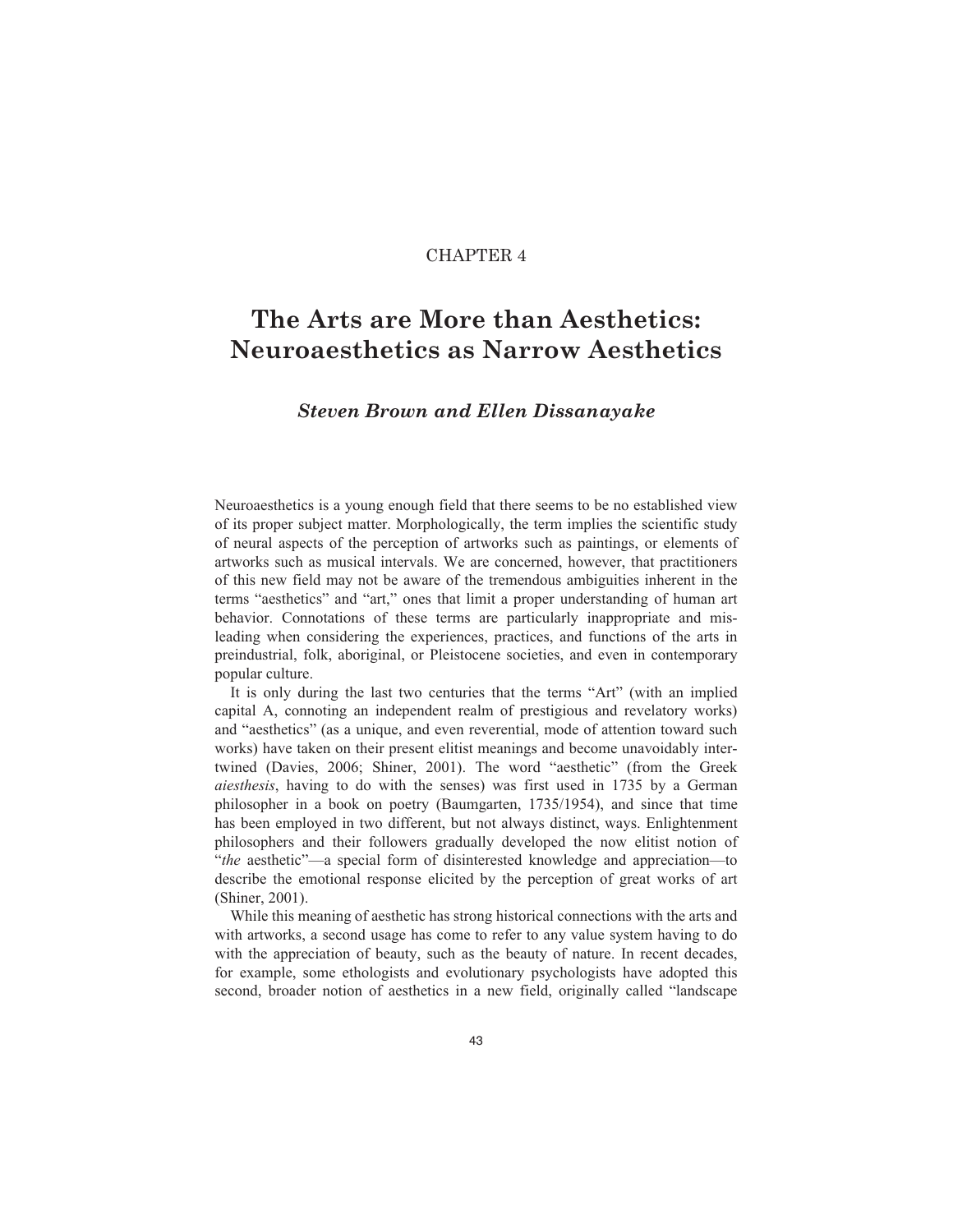CHAPTER 4

# The Arts are More than Aesthetics: Neuroaesthetics as Narrow Aesthetics

***Steven Brown and Ellen Dissanayake***

Neuroaesthetics is a young enough field that there seems to be no established view of its proper subject matter. Morphologically, the term implies the scientific study of neural aspects of the perception of artworks such as paintings, or elements of artworks such as musical intervals. We are concerned, however, that practitioners of this new field may not be aware of the tremendous ambiguities inherent in the terms "aesthetics" and "art," ones that limit a proper understanding of human art behavior. Connotations of these terms are particularly inappropriate and misleading when considering the experiences, practices, and functions of the arts in preindustrial, folk, aboriginal, or Pleistocene societies, and even in contemporary popular culture.

It is only during the last two centuries that the terms "Art" (with an implied capital A, connoting an independent realm of prestigious and revelatory works) and "aesthetics" (as a unique, and even reverential, mode of attention toward such works) have taken on their present elitist meanings and become unavoidably intertwined (Davies, 2006; Shiner, 2001). The word "aesthetic" (from the Greek *aiesthesis*, having to do with the senses) was first used in 1735 by a German philosopher in a book on poetry (Baumgarten, 1735/1954), and since that time has been employed in two different, but not always distinct, ways. Enlightenment philosophers and their followers gradually developed the now elitist notion of "*the* aesthetic"—a special form of disinterested knowledge and appreciation—to describe the emotional response elicited by the perception of great works of art (Shiner, 2001).

While this meaning of aesthetic has strong historical connections with the arts and with artworks, a second usage has come to refer to any value system having to do with the appreciation of beauty, such as the beauty of nature. In recent decades, for example, some ethologists and evolutionary psychologists have adopted this second, broader notion of aesthetics in a new field, originally called "landscape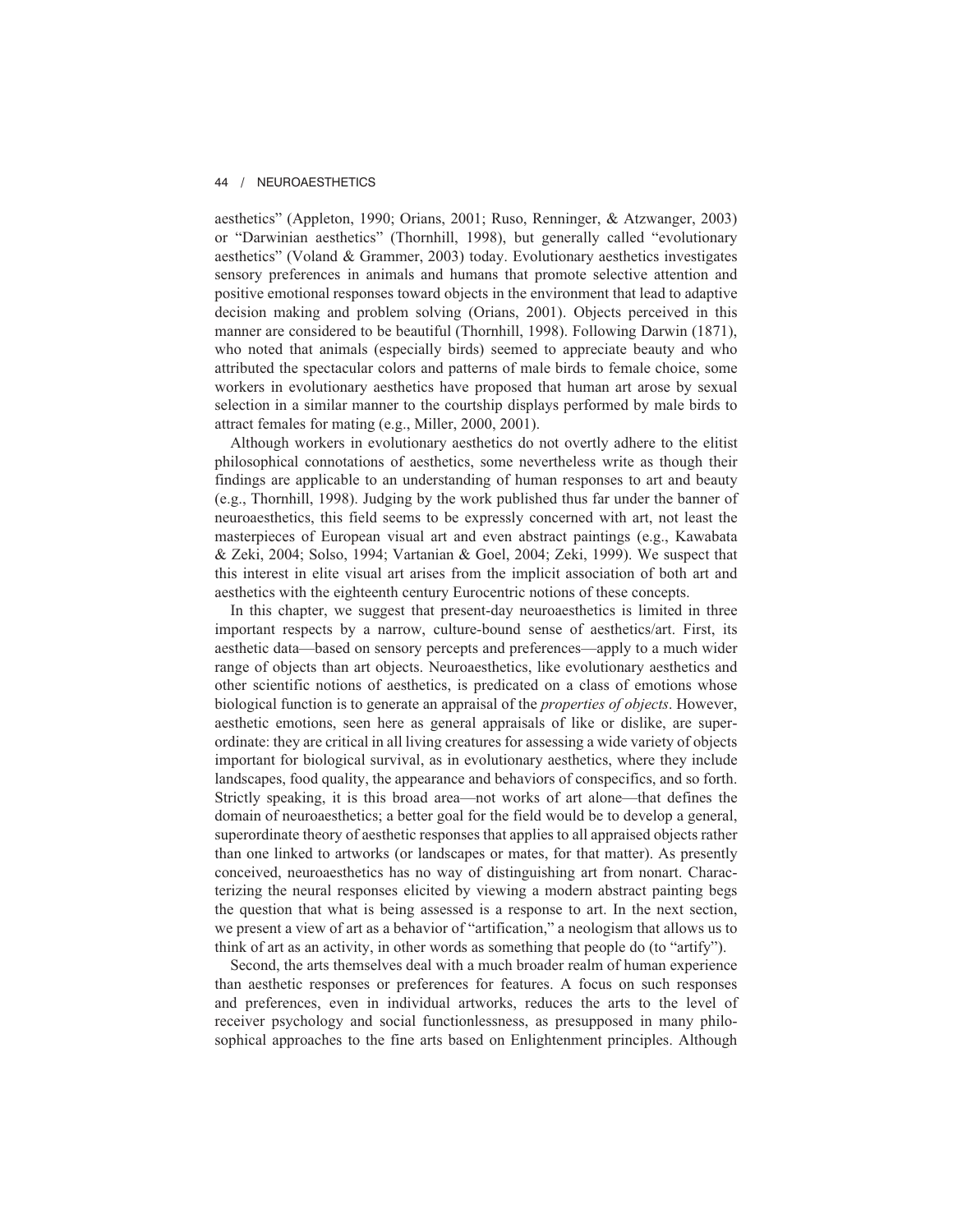aesthetics" (Appleton, 1990; Orians, 2001; Ruso, Renninger, & Atzwanger, 2003) or "Darwinian aesthetics" (Thornhill, 1998), but generally called "evolutionary aesthetics" (Voland & Grammer, 2003) today. Evolutionary aesthetics investigates sensory preferences in animals and humans that promote selective attention and positive emotional responses toward objects in the environment that lead to adaptive decision making and problem solving (Orians, 2001). Objects perceived in this manner are considered to be beautiful (Thornhill, 1998). Following Darwin (1871), who noted that animals (especially birds) seemed to appreciate beauty and who attributed the spectacular colors and patterns of male birds to female choice, some workers in evolutionary aesthetics have proposed that human art arose by sexual selection in a similar manner to the courtship displays performed by male birds to attract females for mating (e.g., Miller, 2000, 2001).

Although workers in evolutionary aesthetics do not overtly adhere to the elitist philosophical connotations of aesthetics, some nevertheless write as though their findings are applicable to an understanding of human responses to art and beauty (e.g., Thornhill, 1998). Judging by the work published thus far under the banner of neuroaesthetics, this field seems to be expressly concerned with art, not least the masterpieces of European visual art and even abstract paintings (e.g., Kawabata & Zeki, 2004; Solso, 1994; Vartanian & Goel, 2004; Zeki, 1999). We suspect that this interest in elite visual art arises from the implicit association of both art and aesthetics with the eighteenth century Eurocentric notions of these concepts.

In this chapter, we suggest that present-day neuroaesthetics is limited in three important respects by a narrow, culture-bound sense of aesthetics/art. First, its aesthetic data—based on sensory percepts and preferences—apply to a much wider range of objects than art objects. Neuroaesthetics, like evolutionary aesthetics and other scientific notions of aesthetics, is predicated on a class of emotions whose biological function is to generate an appraisal of the *properties of objects*. However, aesthetic emotions, seen here as general appraisals of like or dislike, are superordinate: they are critical in all living creatures for assessing a wide variety of objects important for biological survival, as in evolutionary aesthetics, where they include landscapes, food quality, the appearance and behaviors of conspecifics, and so forth. Strictly speaking, it is this broad area—not works of art alone—that defines the domain of neuroaesthetics; a better goal for the field would be to develop a general, superordinate theory of aesthetic responses that applies to all appraised objects rather than one linked to artworks (or landscapes or mates, for that matter). As presently conceived, neuroaesthetics has no way of distinguishing art from nonart. Characterizing the neural responses elicited by viewing a modern abstract painting begs the question that what is being assessed is a response to art. In the next section, we present a view of art as a behavior of "artification," a neologism that allows us to think of art as an activity, in other words as something that people do (to "artify").

Second, the arts themselves deal with a much broader realm of human experience than aesthetic responses or preferences for features. A focus on such responses and preferences, even in individual artworks, reduces the arts to the level of receiver psychology and social functionlessness, as presupposed in many philosophical approaches to the fine arts based on Enlightenment principles. Although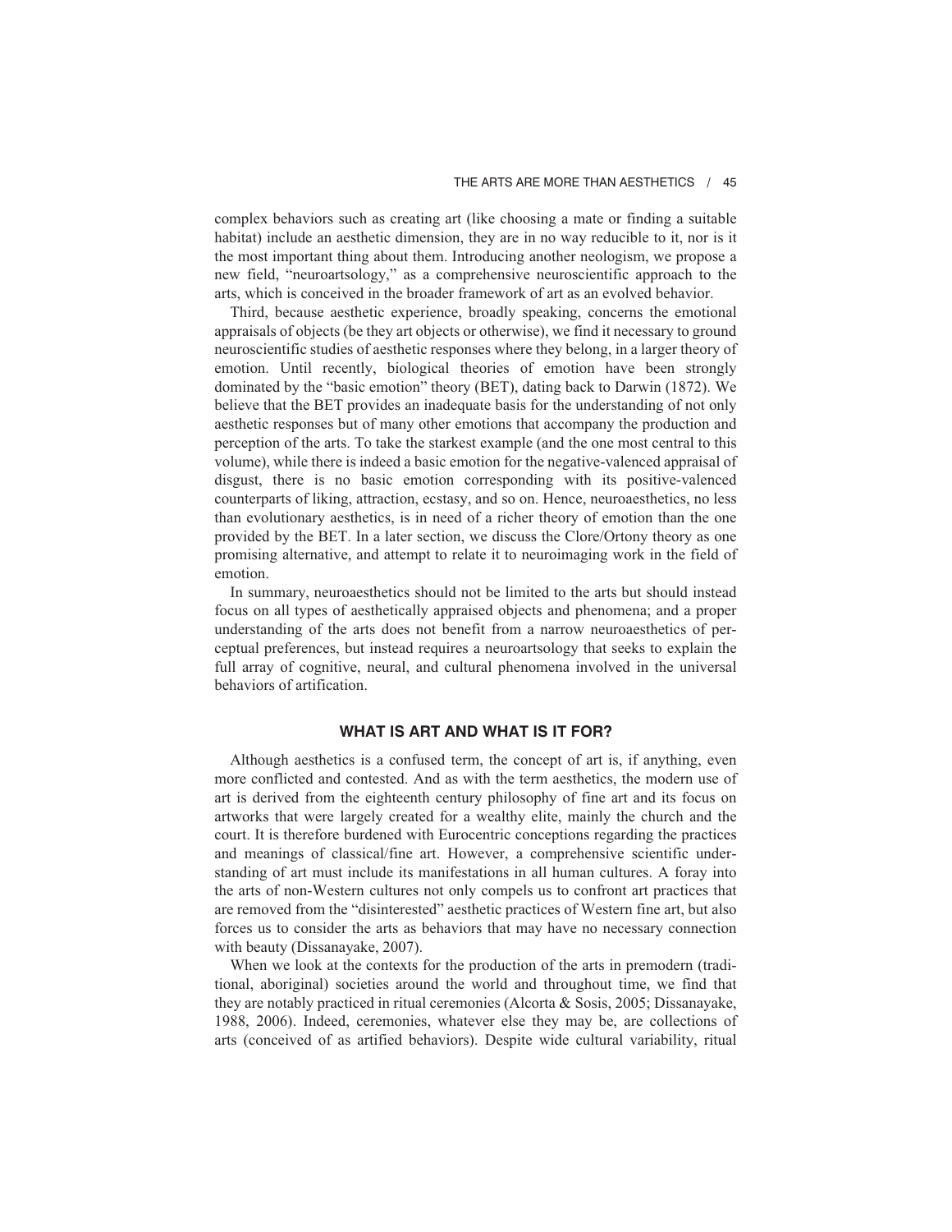complex behaviors such as creating art (like choosing a mate or finding a suitable habitat) include an aesthetic dimension, they are in no way reducible to it, nor is it the most important thing about them. Introducing another neologism, we propose a new field, "neuroartsology," as a comprehensive neuroscientific approach to the arts, which is conceived in the broader framework of art as an evolved behavior.

Third, because aesthetic experience, broadly speaking, concerns the emotional appraisals of objects (be they art objects or otherwise), we find it necessary to ground neuroscientific studies of aesthetic responses where they belong, in a larger theory of emotion. Until recently, biological theories of emotion have been strongly dominated by the "basic emotion" theory (BET), dating back to Darwin (1872). We believe that the BET provides an inadequate basis for the understanding of not only aesthetic responses but of many other emotions that accompany the production and perception of the arts. To take the starkest example (and the one most central to this volume), while there is indeed a basic emotion for the negative-valenced appraisal of disgust, there is no basic emotion corresponding with its positive-valenced counterparts of liking, attraction, ecstasy, and so on. Hence, neuroaesthetics, no less than evolutionary aesthetics, is in need of a richer theory of emotion than the one provided by the BET. In a later section, we discuss the Clore/Ortony theory as one promising alternative, and attempt to relate it to neuroimaging work in the field of emotion.

In summary, neuroaesthetics should not be limited to the arts but should instead focus on all types of aesthetically appraised objects and phenomena; and a proper understanding of the arts does not benefit from a narrow neuroaesthetics of perceptual preferences, but instead requires a neuroartsology that seeks to explain the full array of cognitive, neural, and cultural phenomena involved in the universal behaviors of artification.

## WHAT IS ART AND WHAT IS IT FOR?

Although aesthetics is a confused term, the concept of art is, if anything, even more conflicted and contested. And as with the term aesthetics, the modern use of art is derived from the eighteenth century philosophy of fine art and its focus on artworks that were largely created for a wealthy elite, mainly the church and the court. It is therefore burdened with Eurocentric conceptions regarding the practices and meanings of classical/fine art. However, a comprehensive scientific understanding of art must include its manifestations in all human cultures. A foray into the arts of non-Western cultures not only compels us to confront art practices that are removed from the "disinterested" aesthetic practices of Western fine art, but also forces us to consider the arts as behaviors that may have no necessary connection with beauty (Dissanayake, 2007).

When we look at the contexts for the production of the arts in premodern (traditional, aboriginal) societies around the world and throughout time, we find that they are notably practiced in ritual ceremonies (Alcorta & Sosis, 2005; Dissanayake, 1988, 2006). Indeed, ceremonies, whatever else they may be, are collections of arts (conceived of as artified behaviors). Despite wide cultural variability, ritual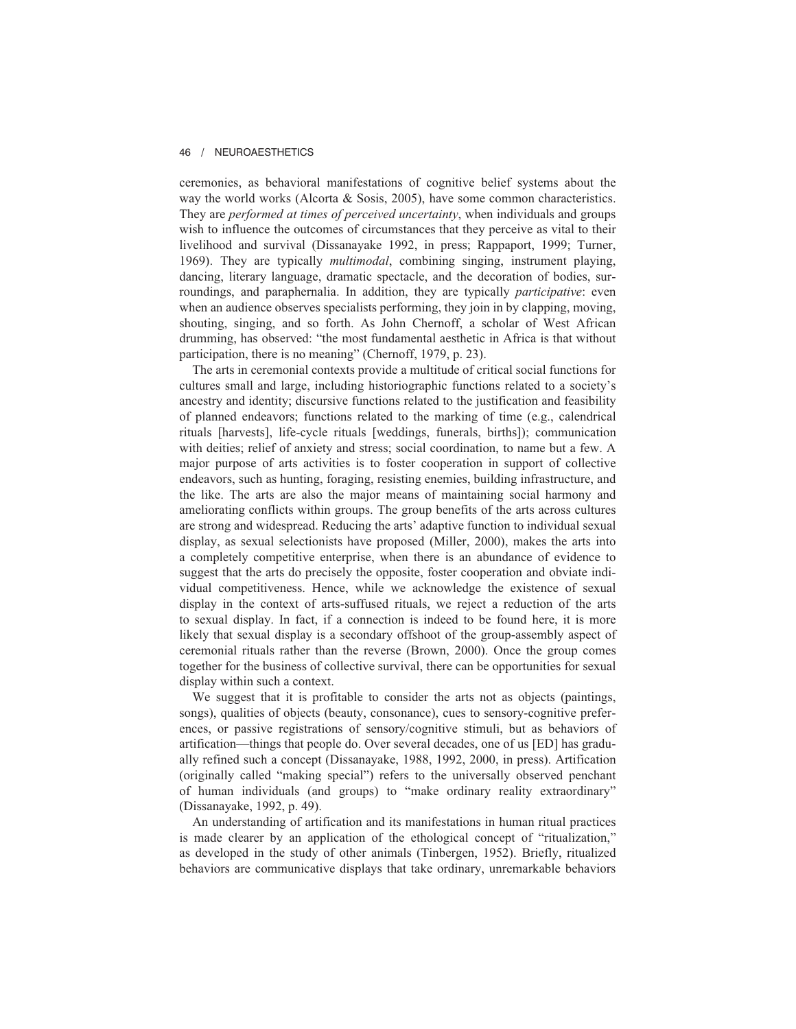ceremonies, as behavioral manifestations of cognitive belief systems about the way the world works (Alcorta & Sosis, 2005), have some common characteristics. They are *performed at times of perceived uncertainty*, when individuals and groups wish to influence the outcomes of circumstances that they perceive as vital to their livelihood and survival (Dissanayake 1992, in press; Rappaport, 1999; Turner, 1969). They are typically *multimodal*, combining singing, instrument playing, dancing, literary language, dramatic spectacle, and the decoration of bodies, surroundings, and paraphernalia. In addition, they are typically *participative*: even when an audience observes specialists performing, they join in by clapping, moving, shouting, singing, and so forth. As John Chernoff, a scholar of West African drumming, has observed: "the most fundamental aesthetic in Africa is that without participation, there is no meaning" (Chernoff, 1979, p. 23).

The arts in ceremonial contexts provide a multitude of critical social functions for cultures small and large, including historiographic functions related to a society's ancestry and identity; discursive functions related to the justification and feasibility of planned endeavors; functions related to the marking of time (e.g., calendrical rituals [harvests], life-cycle rituals [weddings, funerals, births]); communication with deities; relief of anxiety and stress; social coordination, to name but a few. A major purpose of arts activities is to foster cooperation in support of collective endeavors, such as hunting, foraging, resisting enemies, building infrastructure, and the like. The arts are also the major means of maintaining social harmony and ameliorating conflicts within groups. The group benefits of the arts across cultures are strong and widespread. Reducing the arts' adaptive function to individual sexual display, as sexual selectionists have proposed (Miller, 2000), makes the arts into a completely competitive enterprise, when there is an abundance of evidence to suggest that the arts do precisely the opposite, foster cooperation and obviate individual competitiveness. Hence, while we acknowledge the existence of sexual display in the context of arts-suffused rituals, we reject a reduction of the arts to sexual display. In fact, if a connection is indeed to be found here, it is more likely that sexual display is a secondary offshoot of the group-assembly aspect of ceremonial rituals rather than the reverse (Brown, 2000). Once the group comes together for the business of collective survival, there can be opportunities for sexual display within such a context.

We suggest that it is profitable to consider the arts not as objects (paintings, songs), qualities of objects (beauty, consonance), cues to sensory-cognitive preferences, or passive registrations of sensory/cognitive stimuli, but as behaviors of artification—things that people do. Over several decades, one of us [ED] has gradually refined such a concept (Dissanayake, 1988, 1992, 2000, in press). Artification (originally called "making special") refers to the universally observed penchant of human individuals (and groups) to "make ordinary reality extraordinary" (Dissanayake, 1992, p. 49).

An understanding of artification and its manifestations in human ritual practices is made clearer by an application of the ethological concept of "ritualization," as developed in the study of other animals (Tinbergen, 1952). Briefly, ritualized behaviors are communicative displays that take ordinary, unremarkable behaviors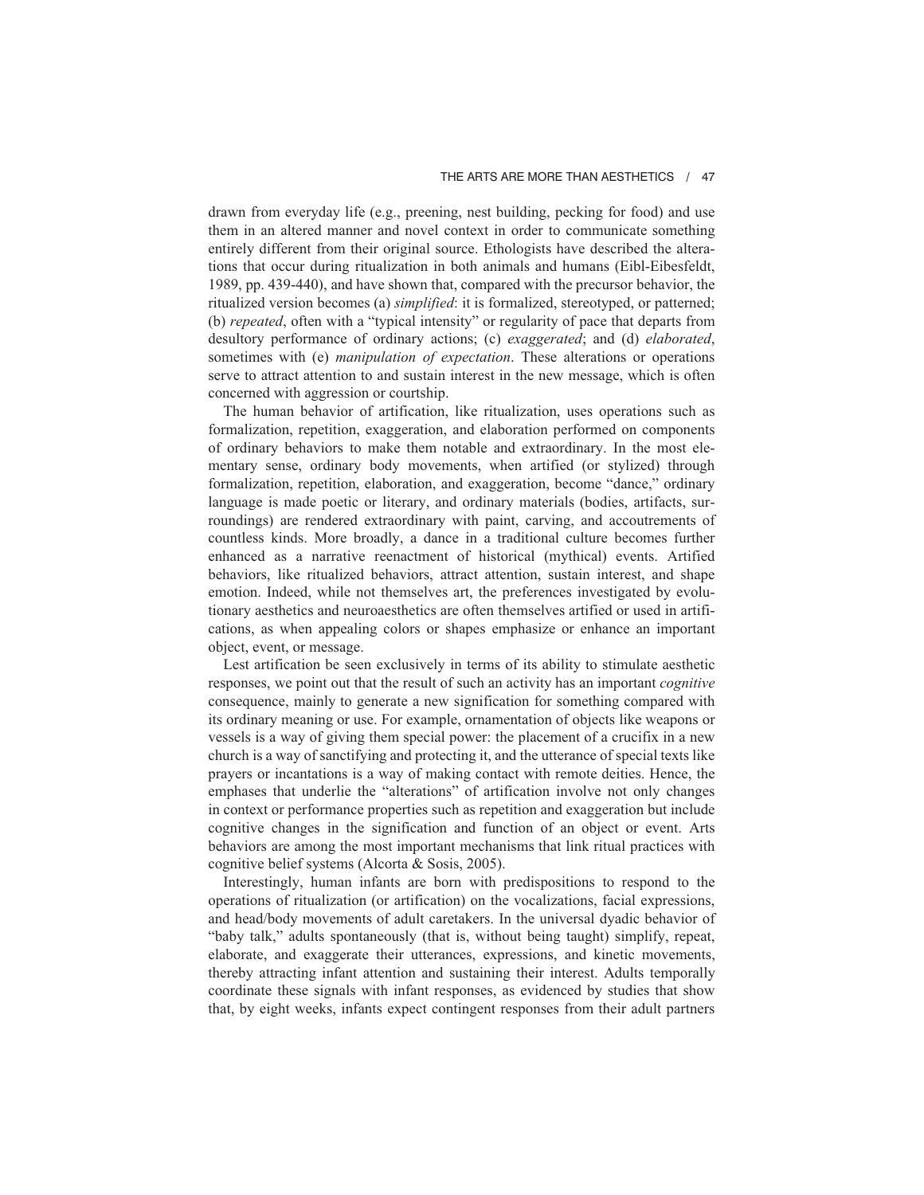drawn from everyday life (e.g., preening, nest building, pecking for food) and use them in an altered manner and novel context in order to communicate something entirely different from their original source. Ethologists have described the alterations that occur during ritualization in both animals and humans (Eibl-Eibesfeldt, 1989, pp. 439-440), and have shown that, compared with the precursor behavior, the ritualized version becomes (a) *simplified*: it is formalized, stereotyped, or patterned; (b) *repeated*, often with a "typical intensity" or regularity of pace that departs from desultory performance of ordinary actions; (c) *exaggerated*; and (d) *elaborated*, sometimes with (e) *manipulation of expectation*. These alterations or operations serve to attract attention to and sustain interest in the new message, which is often concerned with aggression or courtship.

The human behavior of artification, like ritualization, uses operations such as formalization, repetition, exaggeration, and elaboration performed on components of ordinary behaviors to make them notable and extraordinary. In the most elementary sense, ordinary body movements, when artified (or stylized) through formalization, repetition, elaboration, and exaggeration, become "dance," ordinary language is made poetic or literary, and ordinary materials (bodies, artifacts, surroundings) are rendered extraordinary with paint, carving, and accoutrements of countless kinds. More broadly, a dance in a traditional culture becomes further enhanced as a narrative reenactment of historical (mythical) events. Artified behaviors, like ritualized behaviors, attract attention, sustain interest, and shape emotion. Indeed, while not themselves art, the preferences investigated by evolutionary aesthetics and neuroaesthetics are often themselves artified or used in artifications, as when appealing colors or shapes emphasize or enhance an important object, event, or message.

Lest artification be seen exclusively in terms of its ability to stimulate aesthetic responses, we point out that the result of such an activity has an important *cognitive* consequence, mainly to generate a new signification for something compared with its ordinary meaning or use. For example, ornamentation of objects like weapons or vessels is a way of giving them special power: the placement of a crucifix in a new church is a way of sanctifying and protecting it, and the utterance of special texts like prayers or incantations is a way of making contact with remote deities. Hence, the emphases that underlie the "alterations" of artification involve not only changes in context or performance properties such as repetition and exaggeration but include cognitive changes in the signification and function of an object or event. Arts behaviors are among the most important mechanisms that link ritual practices with cognitive belief systems (Alcorta & Sosis, 2005).

Interestingly, human infants are born with predispositions to respond to the operations of ritualization (or artification) on the vocalizations, facial expressions, and head/body movements of adult caretakers. In the universal dyadic behavior of "baby talk," adults spontaneously (that is, without being taught) simplify, repeat, elaborate, and exaggerate their utterances, expressions, and kinetic movements, thereby attracting infant attention and sustaining their interest. Adults temporally coordinate these signals with infant responses, as evidenced by studies that show that, by eight weeks, infants expect contingent responses from their adult partners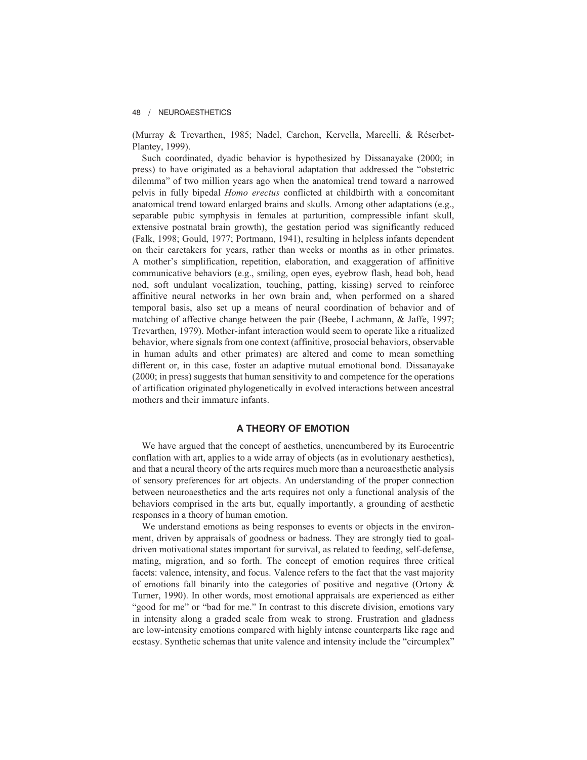(Murray & Trevarthen, 1985; Nadel, Carchon, Kervella, Marcelli, & Réserbet-Plantey, 1999).

Such coordinated, dyadic behavior is hypothesized by Dissanayake (2000; in press) to have originated as a behavioral adaptation that addressed the "obstetric dilemma" of two million years ago when the anatomical trend toward a narrowed pelvis in fully bipedal *Homo erectus* conflicted at childbirth with a concomitant anatomical trend toward enlarged brains and skulls. Among other adaptations (e.g., separable pubic symphysis in females at parturition, compressible infant skull, extensive postnatal brain growth), the gestation period was significantly reduced (Falk, 1998; Gould, 1977; Portmann, 1941), resulting in helpless infants dependent on their caretakers for years, rather than weeks or months as in other primates. A mother's simplification, repetition, elaboration, and exaggeration of affinitive communicative behaviors (e.g., smiling, open eyes, eyebrow flash, head bob, head nod, soft undulant vocalization, touching, patting, kissing) served to reinforce affinitive neural networks in her own brain and, when performed on a shared temporal basis, also set up a means of neural coordination of behavior and of matching of affective change between the pair (Beebe, Lachmann, & Jaffe, 1997; Trevarthen, 1979). Mother-infant interaction would seem to operate like a ritualized behavior, where signals from one context (affinitive, prosocial behaviors, observable in human adults and other primates) are altered and come to mean something different or, in this case, foster an adaptive mutual emotional bond. Dissanayake (2000; in press) suggests that human sensitivity to and competence for the operations of artification originated phylogenetically in evolved interactions between ancestral mothers and their immature infants.

## A THEORY OF EMOTION

We have argued that the concept of aesthetics, unencumbered by its Eurocentric conflation with art, applies to a wide array of objects (as in evolutionary aesthetics), and that a neural theory of the arts requires much more than a neuroaesthetic analysis of sensory preferences for art objects. An understanding of the proper connection between neuroaesthetics and the arts requires not only a functional analysis of the behaviors comprised in the arts but, equally importantly, a grounding of aesthetic responses in a theory of human emotion.

We understand emotions as being responses to events or objects in the environment, driven by appraisals of goodness or badness. They are strongly tied to goal-driven motivational states important for survival, as related to feeding, self-defense, mating, migration, and so forth. The concept of emotion requires three critical facets: valence, intensity, and focus. Valence refers to the fact that the vast majority of emotions fall binarily into the categories of positive and negative (Ortony & Turner, 1990). In other words, most emotional appraisals are experienced as either "good for me" or "bad for me." In contrast to this discrete division, emotions vary in intensity along a graded scale from weak to strong. Frustration and gladness are low-intensity emotions compared with highly intense counterparts like rage and ecstasy. Synthetic schemas that unite valence and intensity include the "circumplex"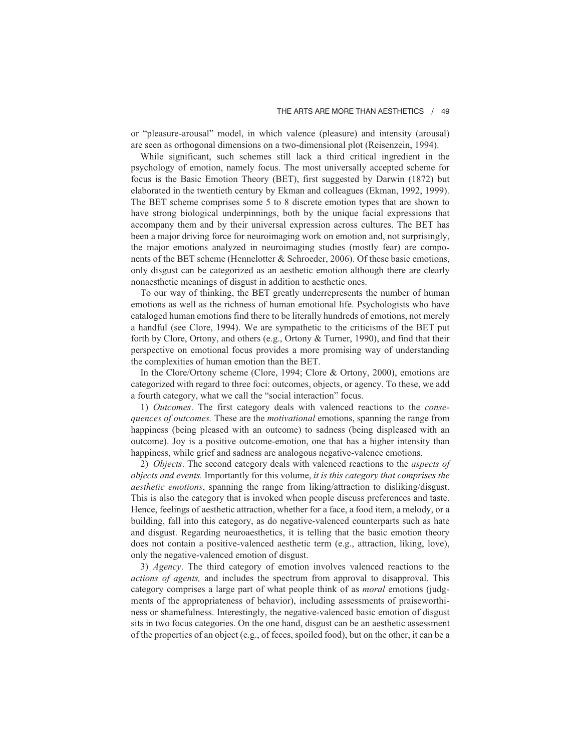or "pleasure-arousal" model, in which valence (pleasure) and intensity (arousal) are seen as orthogonal dimensions on a two-dimensional plot (Reisenzein, 1994).

While significant, such schemes still lack a third critical ingredient in the psychology of emotion, namely focus. The most universally accepted scheme for focus is the Basic Emotion Theory (BET), first suggested by Darwin (1872) but elaborated in the twentieth century by Ekman and colleagues (Ekman, 1992, 1999). The BET scheme comprises some 5 to 8 discrete emotion types that are shown to have strong biological underpinnings, both by the unique facial expressions that accompany them and by their universal expression across cultures. The BET has been a major driving force for neuroimaging work on emotion and, not surprisingly, the major emotions analyzed in neuroimaging studies (mostly fear) are components of the BET scheme (Hennelotter & Schroeder, 2006). Of these basic emotions, only disgust can be categorized as an aesthetic emotion although there are clearly nonaesthetic meanings of disgust in addition to aesthetic ones.

To our way of thinking, the BET greatly underrepresents the number of human emotions as well as the richness of human emotional life. Psychologists who have cataloged human emotions find there to be literally hundreds of emotions, not merely a handful (see Clore, 1994). We are sympathetic to the criticisms of the BET put forth by Clore, Ortony, and others (e.g., Ortony & Turner, 1990), and find that their perspective on emotional focus provides a more promising way of understanding the complexities of human emotion than the BET.

In the Clore/Ortony scheme (Clore, 1994; Clore & Ortony, 2000), emotions are categorized with regard to three foci: outcomes, objects, or agency. To these, we add a fourth category, what we call the "social interaction" focus.

1) *Outcomes*. The first category deals with valenced reactions to the *consequences of outcomes.* These are the *motivational* emotions, spanning the range from happiness (being pleased with an outcome) to sadness (being displeased with an outcome). Joy is a positive outcome-emotion, one that has a higher intensity than happiness, while grief and sadness are analogous negative-valence emotions.

2) *Objects*. The second category deals with valenced reactions to the *aspects of objects and events.* Importantly for this volume, *it is this category that comprises the aesthetic emotions*, spanning the range from liking/attraction to disliking/disgust. This is also the category that is invoked when people discuss preferences and taste. Hence, feelings of aesthetic attraction, whether for a face, a food item, a melody, or a building, fall into this category, as do negative-valenced counterparts such as hate and disgust. Regarding neuroaesthetics, it is telling that the basic emotion theory does not contain a positive-valenced aesthetic term (e.g., attraction, liking, love), only the negative-valenced emotion of disgust.

3) *Agency*. The third category of emotion involves valenced reactions to the *actions of agents,* and includes the spectrum from approval to disapproval. This category comprises a large part of what people think of as *moral* emotions (judgments of the appropriateness of behavior), including assessments of praiseworthiness or shamefulness. Interestingly, the negative-valenced basic emotion of disgust sits in two focus categories. On the one hand, disgust can be an aesthetic assessment of the properties of an object (e.g., of feces, spoiled food), but on the other, it can be a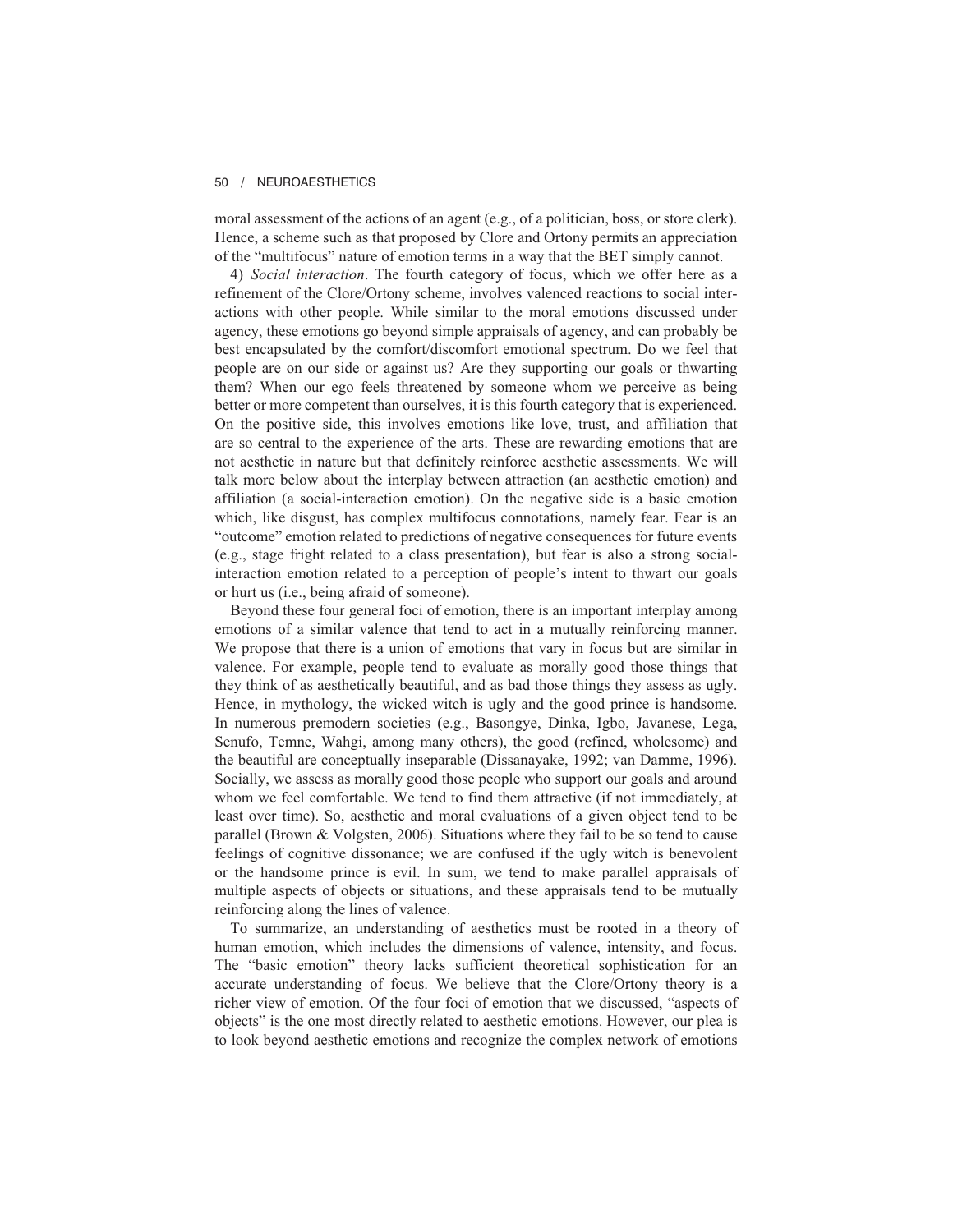moral assessment of the actions of an agent (e.g., of a politician, boss, or store clerk). Hence, a scheme such as that proposed by Clore and Ortony permits an appreciation of the "multifocus" nature of emotion terms in a way that the BET simply cannot.

4) *Social interaction*. The fourth category of focus, which we offer here as a refinement of the Clore/Ortony scheme, involves valenced reactions to social interactions with other people. While similar to the moral emotions discussed under agency, these emotions go beyond simple appraisals of agency, and can probably be best encapsulated by the comfort/discomfort emotional spectrum. Do we feel that people are on our side or against us? Are they supporting our goals or thwarting them? When our ego feels threatened by someone whom we perceive as being better or more competent than ourselves, it is this fourth category that is experienced. On the positive side, this involves emotions like love, trust, and affiliation that are so central to the experience of the arts. These are rewarding emotions that are not aesthetic in nature but that definitely reinforce aesthetic assessments. We will talk more below about the interplay between attraction (an aesthetic emotion) and affiliation (a social-interaction emotion). On the negative side is a basic emotion which, like disgust, has complex multifocus connotations, namely fear. Fear is an "outcome" emotion related to predictions of negative consequences for future events (e.g., stage fright related to a class presentation), but fear is also a strong social-interaction emotion related to a perception of people's intent to thwart our goals or hurt us (i.e., being afraid of someone).

Beyond these four general foci of emotion, there is an important interplay among emotions of a similar valence that tend to act in a mutually reinforcing manner. We propose that there is a union of emotions that vary in focus but are similar in valence. For example, people tend to evaluate as morally good those things that they think of as aesthetically beautiful, and as bad those things they assess as ugly. Hence, in mythology, the wicked witch is ugly and the good prince is handsome. In numerous premodern societies (e.g., Basongye, Dinka, Igbo, Javanese, Lega, Senufo, Temne, Wahgi, among many others), the good (refined, wholesome) and the beautiful are conceptually inseparable (Dissanayake, 1992; van Damme, 1996). Socially, we assess as morally good those people who support our goals and around whom we feel comfortable. We tend to find them attractive (if not immediately, at least over time). So, aesthetic and moral evaluations of a given object tend to be parallel (Brown & Volgsten, 2006). Situations where they fail to be so tend to cause feelings of cognitive dissonance; we are confused if the ugly witch is benevolent or the handsome prince is evil. In sum, we tend to make parallel appraisals of multiple aspects of objects or situations, and these appraisals tend to be mutually reinforcing along the lines of valence.

To summarize, an understanding of aesthetics must be rooted in a theory of human emotion, which includes the dimensions of valence, intensity, and focus. The "basic emotion" theory lacks sufficient theoretical sophistication for an accurate understanding of focus. We believe that the Clore/Ortony theory is a richer view of emotion. Of the four foci of emotion that we discussed, "aspects of objects" is the one most directly related to aesthetic emotions. However, our plea is to look beyond aesthetic emotions and recognize the complex network of emotions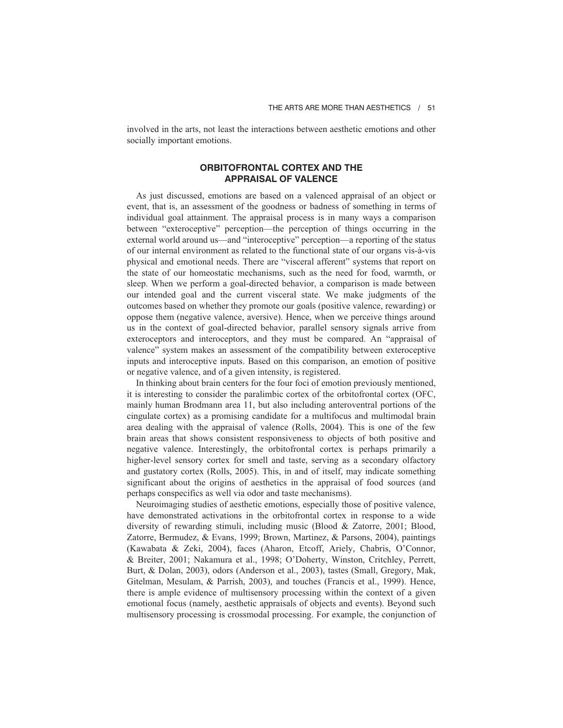involved in the arts, not least the interactions between aesthetic emotions and other socially important emotions.

## ORBITOFRONTAL CORTEX AND THE APPRAISAL OF VALENCE

As just discussed, emotions are based on a valenced appraisal of an object or event, that is, an assessment of the goodness or badness of something in terms of individual goal attainment. The appraisal process is in many ways a comparison between "exteroceptive" perception—the perception of things occurring in the external world around us—and "interoceptive" perception—a reporting of the status of our internal environment as related to the functional state of our organs vis-à-vis physical and emotional needs. There are "visceral afferent" systems that report on the state of our homeostatic mechanisms, such as the need for food, warmth, or sleep. When we perform a goal-directed behavior, a comparison is made between our intended goal and the current visceral state. We make judgments of the outcomes based on whether they promote our goals (positive valence, rewarding) or oppose them (negative valence, aversive). Hence, when we perceive things around us in the context of goal-directed behavior, parallel sensory signals arrive from exteroceptors and interoceptors, and they must be compared. An "appraisal of valence" system makes an assessment of the compatibility between exteroceptive inputs and interoceptive inputs. Based on this comparison, an emotion of positive or negative valence, and of a given intensity, is registered.

In thinking about brain centers for the four foci of emotion previously mentioned, it is interesting to consider the paralimbic cortex of the orbitofrontal cortex (OFC, mainly human Brodmann area 11, but also including anteroventral portions of the cingulate cortex) as a promising candidate for a multifocus and multimodal brain area dealing with the appraisal of valence (Rolls, 2004). This is one of the few brain areas that shows consistent responsiveness to objects of both positive and negative valence. Interestingly, the orbitofrontal cortex is perhaps primarily a higher-level sensory cortex for smell and taste, serving as a secondary olfactory and gustatory cortex (Rolls, 2005). This, in and of itself, may indicate something significant about the origins of aesthetics in the appraisal of food sources (and perhaps conspecifics as well via odor and taste mechanisms).

Neuroimaging studies of aesthetic emotions, especially those of positive valence, have demonstrated activations in the orbitofrontal cortex in response to a wide diversity of rewarding stimuli, including music (Blood & Zatorre, 2001; Blood, Zatorre, Bermudez, & Evans, 1999; Brown, Martinez, & Parsons, 2004), paintings (Kawabata & Zeki, 2004), faces (Aharon, Etcoff, Ariely, Chabris, O'Connor, & Breiter, 2001; Nakamura et al., 1998; O'Doherty, Winston, Critchley, Perrett, Burt, & Dolan, 2003), odors (Anderson et al., 2003), tastes (Small, Gregory, Mak, Gitelman, Mesulam, & Parrish, 2003), and touches (Francis et al., 1999). Hence, there is ample evidence of multisensory processing within the context of a given emotional focus (namely, aesthetic appraisals of objects and events). Beyond such multisensory processing is crossmodal processing. For example, the conjunction of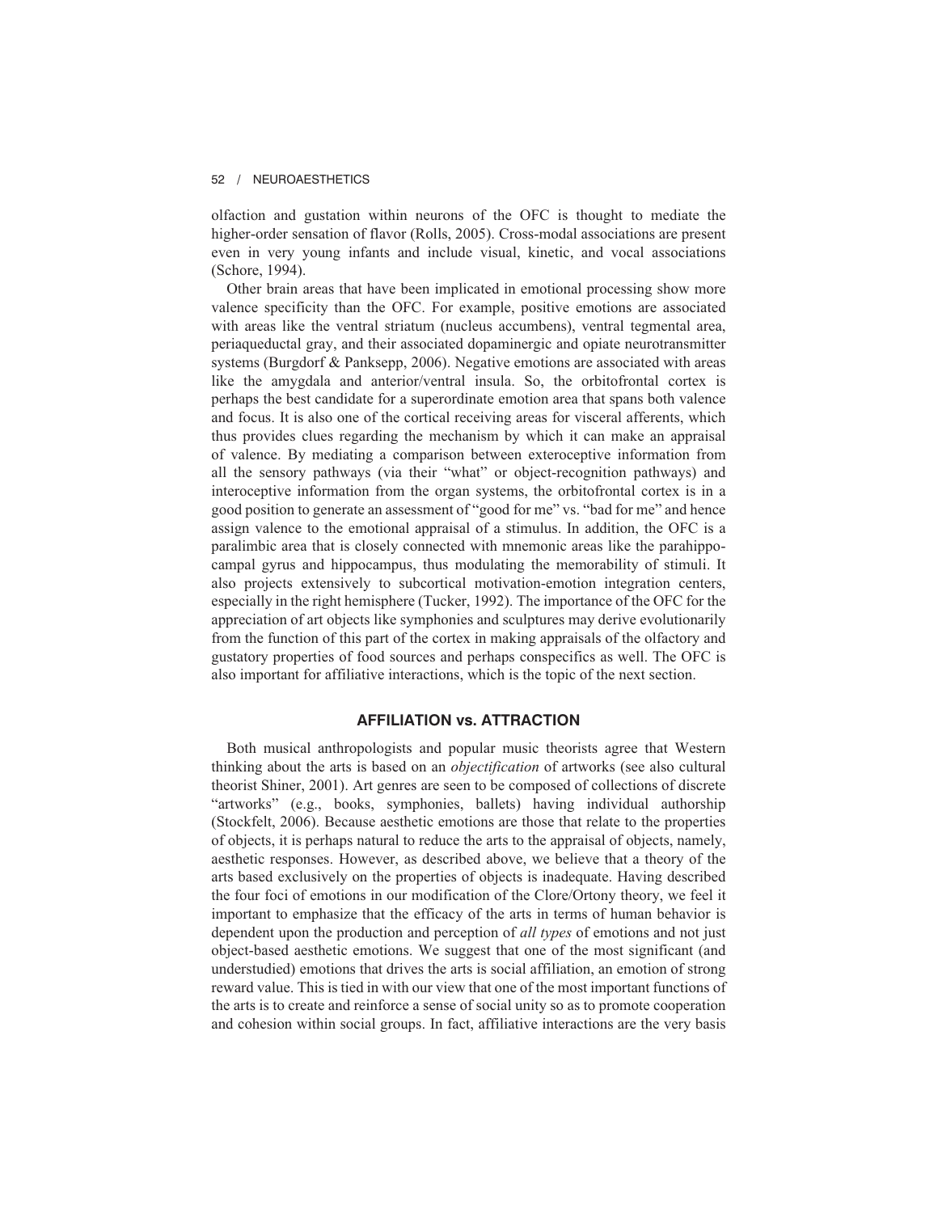olfaction and gustation within neurons of the OFC is thought to mediate the higher-order sensation of flavor (Rolls, 2005). Cross-modal associations are present even in very young infants and include visual, kinetic, and vocal associations (Schore, 1994).

Other brain areas that have been implicated in emotional processing show more valence specificity than the OFC. For example, positive emotions are associated with areas like the ventral striatum (nucleus accumbens), ventral tegmental area, periaqueductal gray, and their associated dopaminergic and opiate neurotransmitter systems (Burgdorf & Panksepp, 2006). Negative emotions are associated with areas like the amygdala and anterior/ventral insula. So, the orbitofrontal cortex is perhaps the best candidate for a superordinate emotion area that spans both valence and focus. It is also one of the cortical receiving areas for visceral afferents, which thus provides clues regarding the mechanism by which it can make an appraisal of valence. By mediating a comparison between exteroceptive information from all the sensory pathways (via their "what" or object-recognition pathways) and interoceptive information from the organ systems, the orbitofrontal cortex is in a good position to generate an assessment of "good for me" vs. "bad for me" and hence assign valence to the emotional appraisal of a stimulus. In addition, the OFC is a paralimbic area that is closely connected with mnemonic areas like the parahippocampal gyrus and hippocampus, thus modulating the memorability of stimuli. It also projects extensively to subcortical motivation-emotion integration centers, especially in the right hemisphere (Tucker, 1992). The importance of the OFC for the appreciation of art objects like symphonies and sculptures may derive evolutionarily from the function of this part of the cortex in making appraisals of the olfactory and gustatory properties of food sources and perhaps conspecifics as well. The OFC is also important for affiliative interactions, which is the topic of the next section.

## AFFILIATION vs. ATTRACTION

Both musical anthropologists and popular music theorists agree that Western thinking about the arts is based on an *objectification* of artworks (see also cultural theorist Shiner, 2001). Art genres are seen to be composed of collections of discrete "artworks" (e.g., books, symphonies, ballets) having individual authorship (Stockfelt, 2006). Because aesthetic emotions are those that relate to the properties of objects, it is perhaps natural to reduce the arts to the appraisal of objects, namely, aesthetic responses. However, as described above, we believe that a theory of the arts based exclusively on the properties of objects is inadequate. Having described the four foci of emotions in our modification of the Clore/Ortony theory, we feel it important to emphasize that the efficacy of the arts in terms of human behavior is dependent upon the production and perception of *all types* of emotions and not just object-based aesthetic emotions. We suggest that one of the most significant (and understudied) emotions that drives the arts is social affiliation, an emotion of strong reward value. This is tied in with our view that one of the most important functions of the arts is to create and reinforce a sense of social unity so as to promote cooperation and cohesion within social groups. In fact, affiliative interactions are the very basis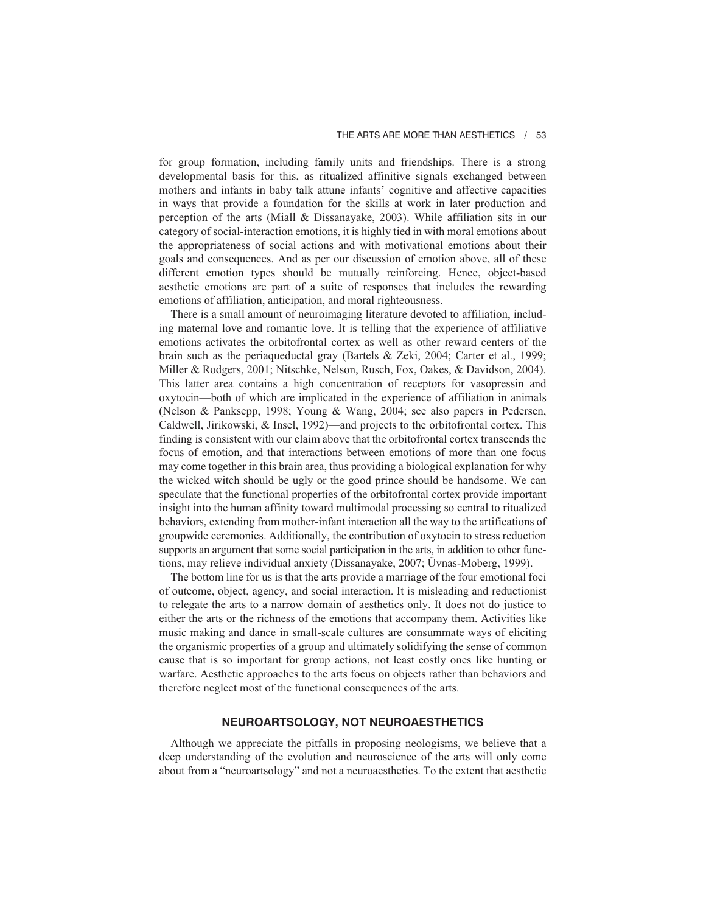for group formation, including family units and friendships. There is a strong developmental basis for this, as ritualized affinitive signals exchanged between mothers and infants in baby talk attune infants' cognitive and affective capacities in ways that provide a foundation for the skills at work in later production and perception of the arts (Miall & Dissanayake, 2003). While affiliation sits in our category of social-interaction emotions, it is highly tied in with moral emotions about the appropriateness of social actions and with motivational emotions about their goals and consequences. And as per our discussion of emotion above, all of these different emotion types should be mutually reinforcing. Hence, object-based aesthetic emotions are part of a suite of responses that includes the rewarding emotions of affiliation, anticipation, and moral righteousness.

There is a small amount of neuroimaging literature devoted to affiliation, including maternal love and romantic love. It is telling that the experience of affiliative emotions activates the orbitofrontal cortex as well as other reward centers of the brain such as the periaqueductal gray (Bartels & Zeki, 2004; Carter et al., 1999; Miller & Rodgers, 2001; Nitschke, Nelson, Rusch, Fox, Oakes, & Davidson, 2004). This latter area contains a high concentration of receptors for vasopressin and oxytocin—both of which are implicated in the experience of affiliation in animals (Nelson & Panksepp, 1998; Young & Wang, 2004; see also papers in Pedersen, Caldwell, Jirikowski, & Insel, 1992)—and projects to the orbitofrontal cortex. This finding is consistent with our claim above that the orbitofrontal cortex transcends the focus of emotion, and that interactions between emotions of more than one focus may come together in this brain area, thus providing a biological explanation for why the wicked witch should be ugly or the good prince should be handsome. We can speculate that the functional properties of the orbitofrontal cortex provide important insight into the human affinity toward multimodal processing so central to ritualized behaviors, extending from mother-infant interaction all the way to the artifications of groupwide ceremonies. Additionally, the contribution of oxytocin to stress reduction supports an argument that some social participation in the arts, in addition to other functions, may relieve individual anxiety (Dissanayake, 2007; Üvnas-Moberg, 1999).

The bottom line for us is that the arts provide a marriage of the four emotional foci of outcome, object, agency, and social interaction. It is misleading and reductionist to relegate the arts to a narrow domain of aesthetics only. It does not do justice to either the arts or the richness of the emotions that accompany them. Activities like music making and dance in small-scale cultures are consummate ways of eliciting the organismic properties of a group and ultimately solidifying the sense of common cause that is so important for group actions, not least costly ones like hunting or warfare. Aesthetic approaches to the arts focus on objects rather than behaviors and therefore neglect most of the functional consequences of the arts.

## NEUROARTSOLOGY, NOT NEUROAESTHETICS

Although we appreciate the pitfalls in proposing neologisms, we believe that a deep understanding of the evolution and neuroscience of the arts will only come about from a "neuroartsology" and not a neuroaesthetics. To the extent that aesthetic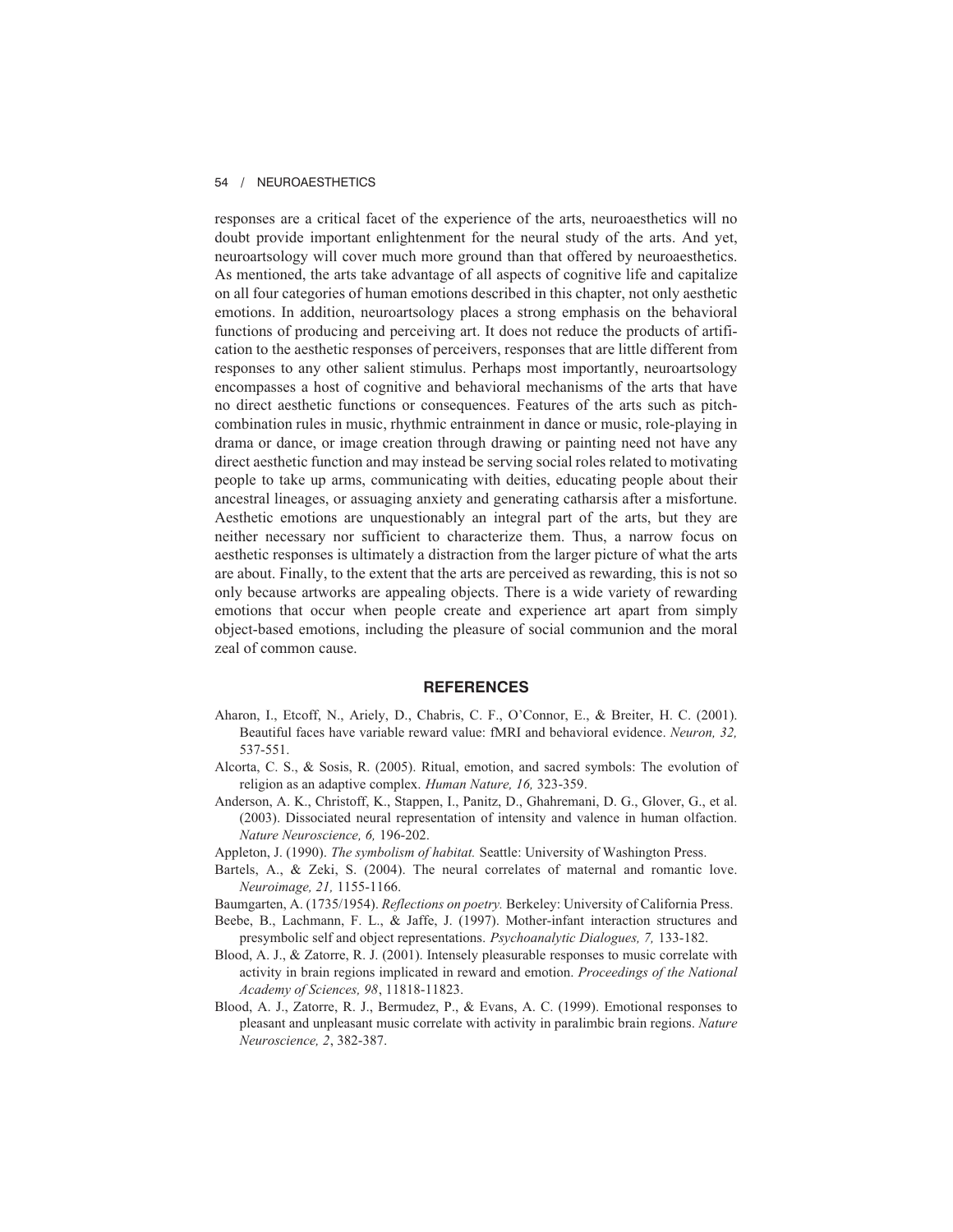responses are a critical facet of the experience of the arts, neuroaesthetics will no doubt provide important enlightenment for the neural study of the arts. And yet, neuroartsology will cover much more ground than that offered by neuroaesthetics. As mentioned, the arts take advantage of all aspects of cognitive life and capitalize on all four categories of human emotions described in this chapter, not only aesthetic emotions. In addition, neuroartsology places a strong emphasis on the behavioral functions of producing and perceiving art. It does not reduce the products of artification to the aesthetic responses of perceivers, responses that are little different from responses to any other salient stimulus. Perhaps most importantly, neuroartsology encompasses a host of cognitive and behavioral mechanisms of the arts that have no direct aesthetic functions or consequences. Features of the arts such as pitch-combination rules in music, rhythmic entrainment in dance or music, role-playing in drama or dance, or image creation through drawing or painting need not have any direct aesthetic function and may instead be serving social roles related to motivating people to take up arms, communicating with deities, educating people about their ancestral lineages, or assuaging anxiety and generating catharsis after a misfortune. Aesthetic emotions are unquestionably an integral part of the arts, but they are neither necessary nor sufficient to characterize them. Thus, a narrow focus on aesthetic responses is ultimately a distraction from the larger picture of what the arts are about. Finally, to the extent that the arts are perceived as rewarding, this is not so only because artworks are appealing objects. There is a wide variety of rewarding emotions that occur when people create and experience art apart from simply object-based emotions, including the pleasure of social communion and the moral zeal of common cause.

## REFERENCES

Aharon, I., Etcoff, N., Ariely, D., Chabris, C. F., O'Connor, E., & Breiter, H. C. (2001). Beautiful faces have variable reward value: fMRI and behavioral evidence. *Neuron, 32,* 537-551.

Alcorta, C. S., & Sosis, R. (2005). Ritual, emotion, and sacred symbols: The evolution of religion as an adaptive complex. *Human Nature, 16,* 323-359.

Anderson, A. K., Christoff, K., Stappen, I., Panitz, D., Ghahremani, D. G., Glover, G., et al. (2003). Dissociated neural representation of intensity and valence in human olfaction. *Nature Neuroscience, 6,* 196-202.

Appleton, J. (1990). *The symbolism of habitat.* Seattle: University of Washington Press.

Bartels, A., & Zeki, S. (2004). The neural correlates of maternal and romantic love. *Neuroimage, 21,* 1155-1166.

Baumgarten, A. (1735/1954). *Reflections on poetry.* Berkeley: University of California Press.

Beebe, B., Lachmann, F. L., & Jaffe, J. (1997). Mother-infant interaction structures and presymbolic self and object representations. *Psychoanalytic Dialogues, 7,* 133-182.

Blood, A. J., & Zatorre, R. J. (2001). Intensely pleasurable responses to music correlate with activity in brain regions implicated in reward and emotion. *Proceedings of the National Academy of Sciences, 98*, 11818-11823.

Blood, A. J., Zatorre, R. J., Bermudez, P., & Evans, A. C. (1999). Emotional responses to pleasant and unpleasant music correlate with activity in paralimbic brain regions. *Nature Neuroscience, 2*, 382-387.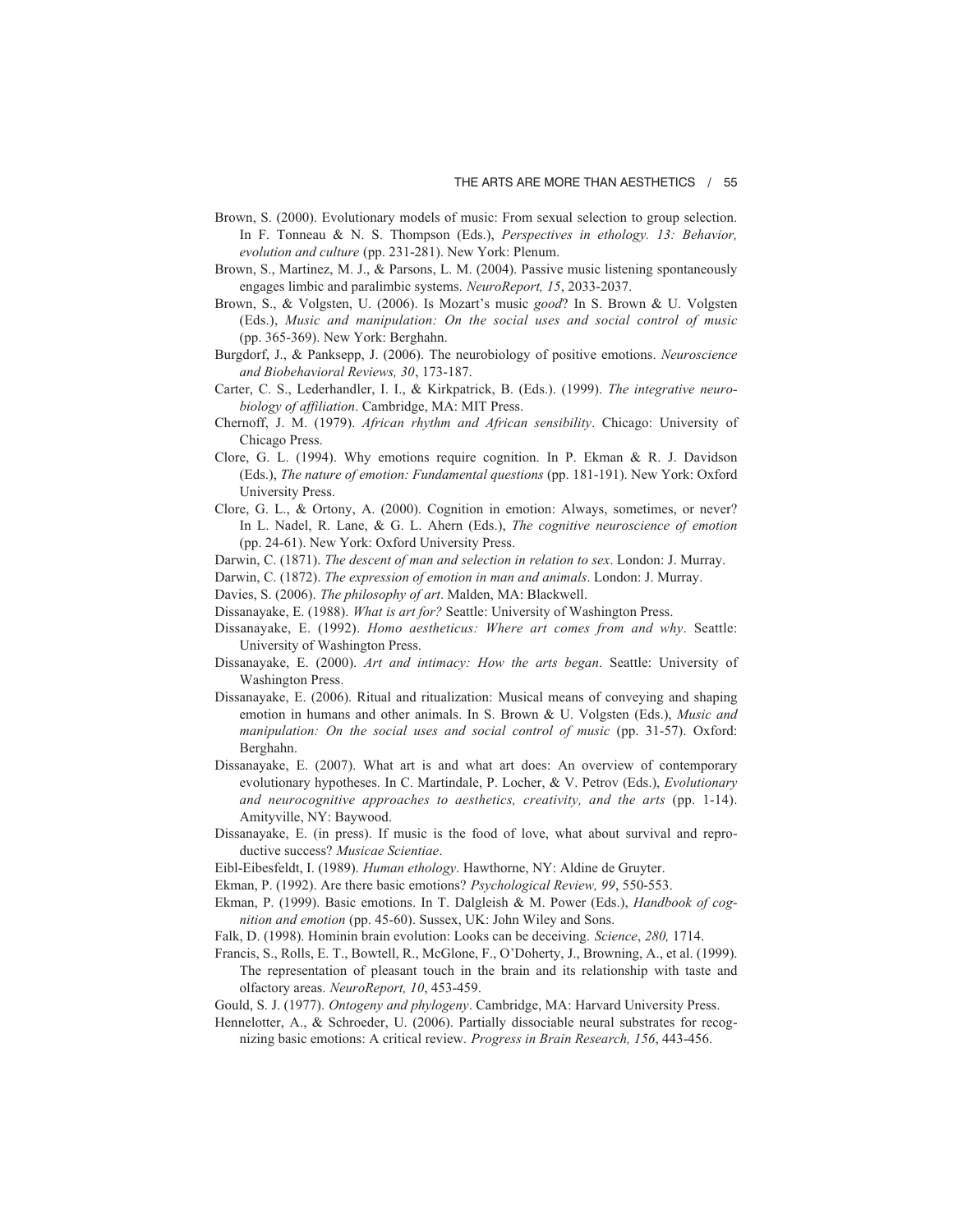Brown, S. (2000). Evolutionary models of music: From sexual selection to group selection. In F. Tonneau & N. S. Thompson (Eds.), *Perspectives in ethology. 13: Behavior, evolution and culture* (pp. 231-281). New York: Plenum.

Brown, S., Martinez, M. J., & Parsons, L. M. (2004). Passive music listening spontaneously engages limbic and paralimbic systems. *NeuroReport, 15*, 2033-2037.

Brown, S., & Volgsten, U. (2006). Is Mozart's music *good*? In S. Brown & U. Volgsten (Eds.), *Music and manipulation: On the social uses and social control of music* (pp. 365-369). New York: Berghahn.

Burgdorf, J., & Panksepp, J. (2006). The neurobiology of positive emotions. *Neuroscience and Biobehavioral Reviews, 30*, 173-187.

Carter, C. S., Lederhandler, I. I., & Kirkpatrick, B. (Eds.). (1999). *The integrative neurobiology of affiliation*. Cambridge, MA: MIT Press.

Chernoff, J. M. (1979). *African rhythm and African sensibility*. Chicago: University of Chicago Press.

Clore, G. L. (1994). Why emotions require cognition. In P. Ekman & R. J. Davidson (Eds.), *The nature of emotion: Fundamental questions* (pp. 181-191). New York: Oxford University Press.

Clore, G. L., & Ortony, A. (2000). Cognition in emotion: Always, sometimes, or never? In L. Nadel, R. Lane, & G. L. Ahern (Eds.), *The cognitive neuroscience of emotion* (pp. 24-61). New York: Oxford University Press.

Darwin, C. (1871). *The descent of man and selection in relation to sex*. London: J. Murray.

Darwin, C. (1872). *The expression of emotion in man and animals*. London: J. Murray.

Davies, S. (2006). *The philosophy of art*. Malden, MA: Blackwell.

Dissanayake, E. (1988). *What is art for?* Seattle: University of Washington Press.

Dissanayake, E. (1992). *Homo aestheticus: Where art comes from and why*. Seattle: University of Washington Press.

Dissanayake, E. (2000). *Art and intimacy: How the arts began*. Seattle: University of Washington Press.

Dissanayake, E. (2006). Ritual and ritualization: Musical means of conveying and shaping emotion in humans and other animals. In S. Brown & U. Volgsten (Eds.), *Music and manipulation: On the social uses and social control of music* (pp. 31-57). Oxford: Berghahn.

Dissanayake, E. (2007). What art is and what art does: An overview of contemporary evolutionary hypotheses. In C. Martindale, P. Locher, & V. Petrov (Eds.), *Evolutionary and neurocognitive approaches to aesthetics, creativity, and the arts* (pp. 1-14). Amityville, NY: Baywood.

Dissanayake, E. (in press). If music is the food of love, what about survival and reproductive success? *Musicae Scientiae*.

Eibl-Eibesfeldt, I. (1989). *Human ethology*. Hawthorne, NY: Aldine de Gruyter.

Ekman, P. (1992). Are there basic emotions? *Psychological Review, 99*, 550-553.

Ekman, P. (1999). Basic emotions. In T. Dalgleish & M. Power (Eds.), *Handbook of cognition and emotion* (pp. 45-60). Sussex, UK: John Wiley and Sons.

Falk, D. (1998). Hominin brain evolution: Looks can be deceiving. *Science*, *280,* 1714.

Francis, S., Rolls, E. T., Bowtell, R., McGlone, F., O'Doherty, J., Browning, A., et al. (1999). The representation of pleasant touch in the brain and its relationship with taste and olfactory areas. *NeuroReport, 10*, 453-459.

Gould, S. J. (1977). *Ontogeny and phylogeny*. Cambridge, MA: Harvard University Press.

Hennelotter, A., & Schroeder, U. (2006). Partially dissociable neural substrates for recognizing basic emotions: A critical review. *Progress in Brain Research, 156*, 443-456.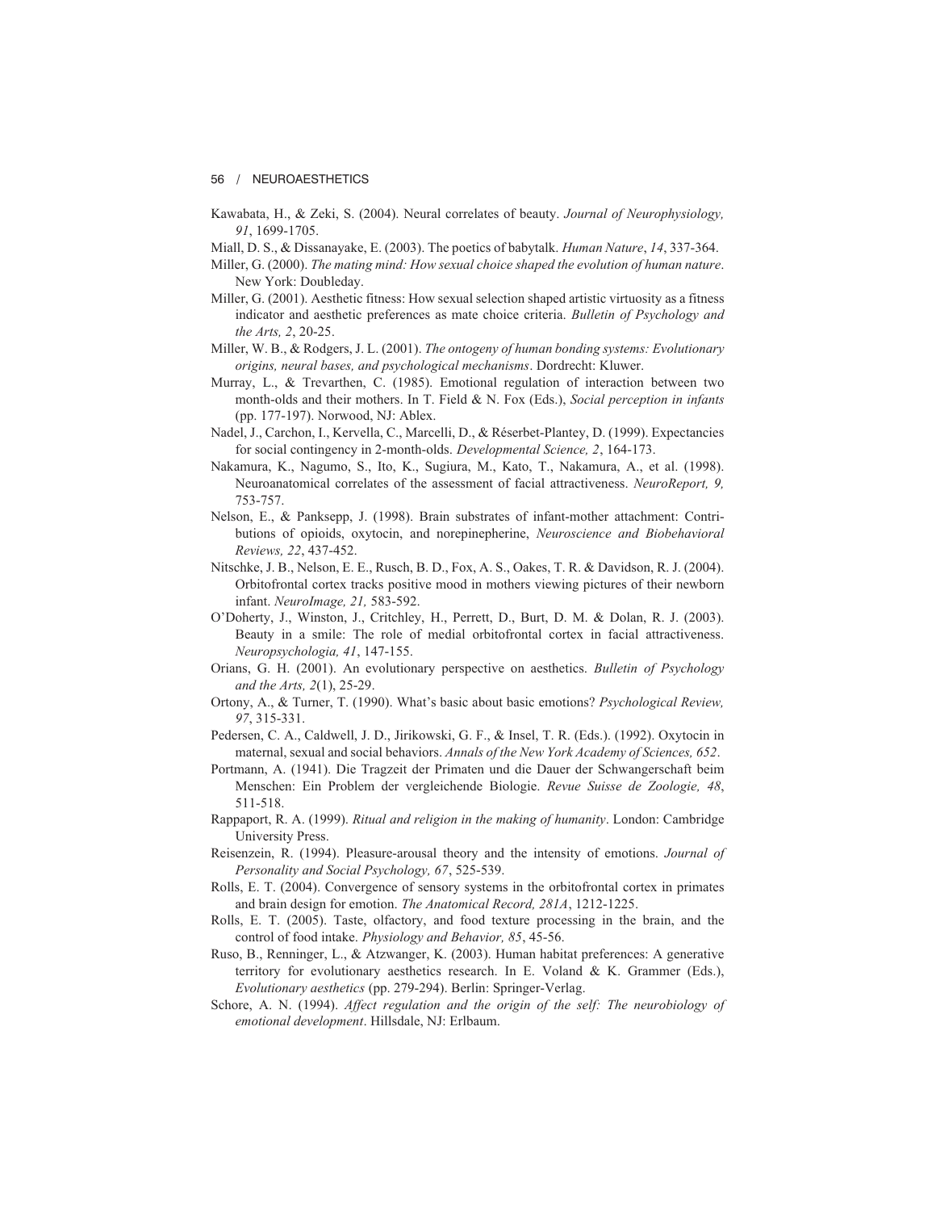Kawabata, H., & Zeki, S. (2004). Neural correlates of beauty. *Journal of Neurophysiology, 91*, 1699-1705.

Miall, D. S., & Dissanayake, E. (2003). The poetics of babytalk. *Human Nature*, *14*, 337-364.

Miller, G. (2000). *The mating mind: How sexual choice shaped the evolution of human nature*. New York: Doubleday.

Miller, G. (2001). Aesthetic fitness: How sexual selection shaped artistic virtuosity as a fitness indicator and aesthetic preferences as mate choice criteria. *Bulletin of Psychology and the Arts, 2*, 20-25.

Miller, W. B., & Rodgers, J. L. (2001). *The ontogeny of human bonding systems: Evolutionary origins, neural bases, and psychological mechanisms*. Dordrecht: Kluwer.

Murray, L., & Trevarthen, C. (1985). Emotional regulation of interaction between two month-olds and their mothers. In T. Field & N. Fox (Eds.), *Social perception in infants* (pp. 177-197). Norwood, NJ: Ablex.

Nadel, J., Carchon, I., Kervella, C., Marcelli, D., & Réserbet-Plantey, D. (1999). Expectancies for social contingency in 2-month-olds. *Developmental Science, 2*, 164-173.

Nakamura, K., Nagumo, S., Ito, K., Sugiura, M., Kato, T., Nakamura, A., et al. (1998). Neuroanatomical correlates of the assessment of facial attractiveness. *NeuroReport, 9,* 753-757.

Nelson, E., & Panksepp, J. (1998). Brain substrates of infant-mother attachment: Contributions of opioids, oxytocin, and norepinepherine, *Neuroscience and Biobehavioral Reviews, 22*, 437-452.

Nitschke, J. B., Nelson, E. E., Rusch, B. D., Fox, A. S., Oakes, T. R. & Davidson, R. J. (2004). Orbitofrontal cortex tracks positive mood in mothers viewing pictures of their newborn infant. *NeuroImage, 21,* 583-592.

O'Doherty, J., Winston, J., Critchley, H., Perrett, D., Burt, D. M. & Dolan, R. J. (2003). Beauty in a smile: The role of medial orbitofrontal cortex in facial attractiveness. *Neuropsychologia, 41*, 147-155.

Orians, G. H. (2001). An evolutionary perspective on aesthetics. *Bulletin of Psychology and the Arts, 2*(1), 25-29.

Ortony, A., & Turner, T. (1990). What's basic about basic emotions? *Psychological Review, 97*, 315-331.

Pedersen, C. A., Caldwell, J. D., Jirikowski, G. F., & Insel, T. R. (Eds.). (1992). Oxytocin in maternal, sexual and social behaviors. *Annals of the New York Academy of Sciences, 652*.

Portmann, A. (1941). Die Tragzeit der Primaten und die Dauer der Schwangerschaft beim Menschen: Ein Problem der vergleichende Biologie. *Revue Suisse de Zoologie, 48*, 511-518.

Rappaport, R. A. (1999). *Ritual and religion in the making of humanity*. London: Cambridge University Press.

Reisenzein, R. (1994). Pleasure-arousal theory and the intensity of emotions. *Journal of Personality and Social Psychology, 67*, 525-539.

Rolls, E. T. (2004). Convergence of sensory systems in the orbitofrontal cortex in primates and brain design for emotion. *The Anatomical Record, 281A*, 1212-1225.

Rolls, E. T. (2005). Taste, olfactory, and food texture processing in the brain, and the control of food intake. *Physiology and Behavior, 85*, 45-56.

Ruso, B., Renninger, L., & Atzwanger, K. (2003). Human habitat preferences: A generative territory for evolutionary aesthetics research. In E. Voland & K. Grammer (Eds.), *Evolutionary aesthetics* (pp. 279-294). Berlin: Springer-Verlag.

Schore, A. N. (1994). *Affect regulation and the origin of the self: The neurobiology of emotional development*. Hillsdale, NJ: Erlbaum.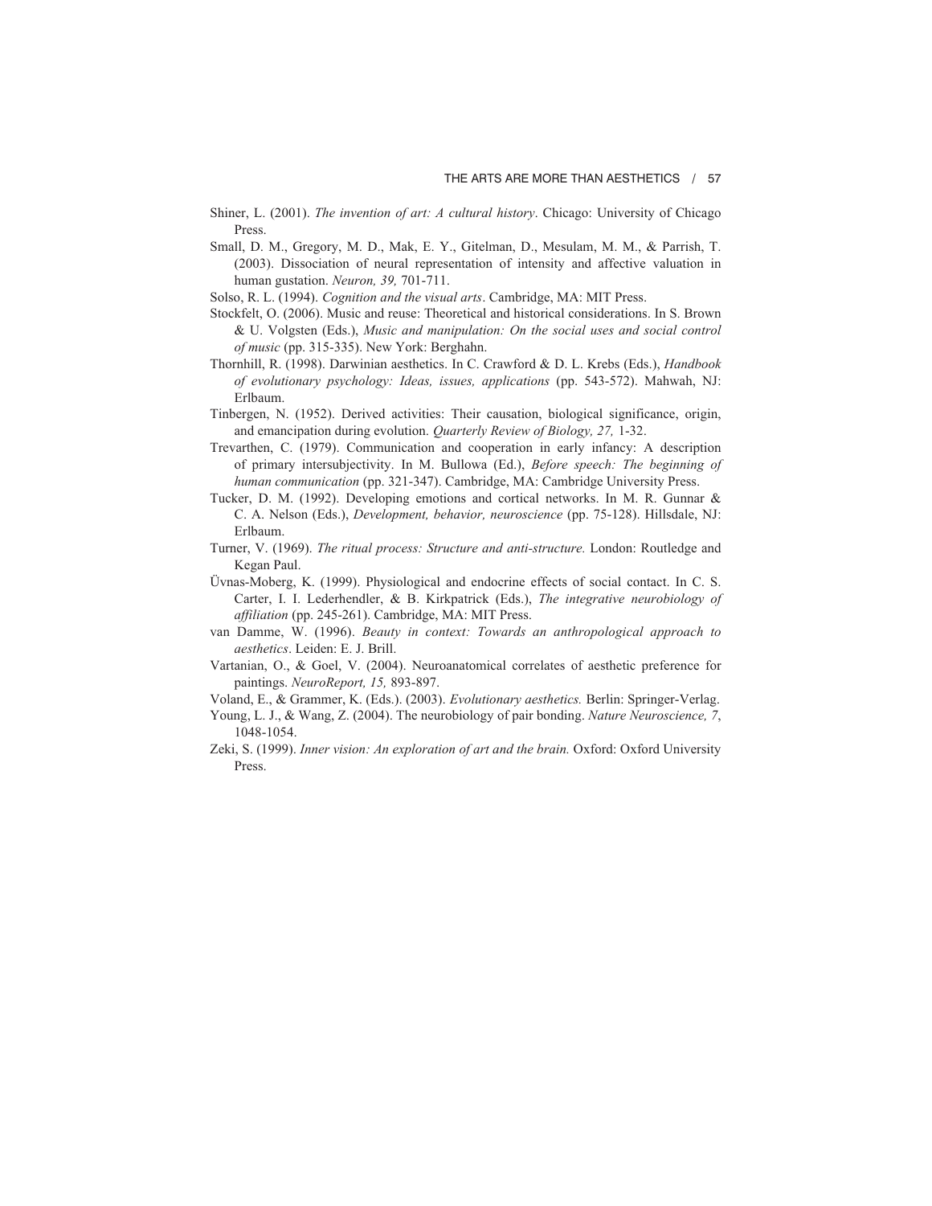Shiner, L. (2001). *The invention of art: A cultural history*. Chicago: University of Chicago Press.

Small, D. M., Gregory, M. D., Mak, E. Y., Gitelman, D., Mesulam, M. M., & Parrish, T. (2003). Dissociation of neural representation of intensity and affective valuation in human gustation. *Neuron, 39,* 701-711.

Solso, R. L. (1994). *Cognition and the visual arts*. Cambridge, MA: MIT Press.

Stockfelt, O. (2006). Music and reuse: Theoretical and historical considerations. In S. Brown & U. Volgsten (Eds.), *Music and manipulation: On the social uses and social control of music* (pp. 315-335). New York: Berghahn.

Thornhill, R. (1998). Darwinian aesthetics. In C. Crawford & D. L. Krebs (Eds.), *Handbook of evolutionary psychology: Ideas, issues, applications* (pp. 543-572). Mahwah, NJ: Erlbaum.

Tinbergen, N. (1952). Derived activities: Their causation, biological significance, origin, and emancipation during evolution. *Quarterly Review of Biology, 27,* 1-32.

Trevarthen, C. (1979). Communication and cooperation in early infancy: A description of primary intersubjectivity. In M. Bullowa (Ed.), *Before speech: The beginning of human communication* (pp. 321-347). Cambridge, MA: Cambridge University Press.

Tucker, D. M. (1992). Developing emotions and cortical networks. In M. R. Gunnar & C. A. Nelson (Eds.), *Development, behavior, neuroscience* (pp. 75-128). Hillsdale, NJ: Erlbaum.

Turner, V. (1969). *The ritual process: Structure and anti-structure.* London: Routledge and Kegan Paul.

Üvnas-Moberg, K. (1999). Physiological and endocrine effects of social contact. In C. S. Carter, I. I. Lederhendler, & B. Kirkpatrick (Eds.), *The integrative neurobiology of affiliation* (pp. 245-261). Cambridge, MA: MIT Press.

van Damme, W. (1996). *Beauty in context: Towards an anthropological approach to aesthetics*. Leiden: E. J. Brill.

Vartanian, O., & Goel, V. (2004). Neuroanatomical correlates of aesthetic preference for paintings. *NeuroReport, 15,* 893-897.

Voland, E., & Grammer, K. (Eds.). (2003). *Evolutionary aesthetics.* Berlin: Springer-Verlag.

Young, L. J., & Wang, Z. (2004). The neurobiology of pair bonding. *Nature Neuroscience, 7*, 1048-1054.

Zeki, S. (1999). *Inner vision: An exploration of art and the brain.* Oxford: Oxford University Press.